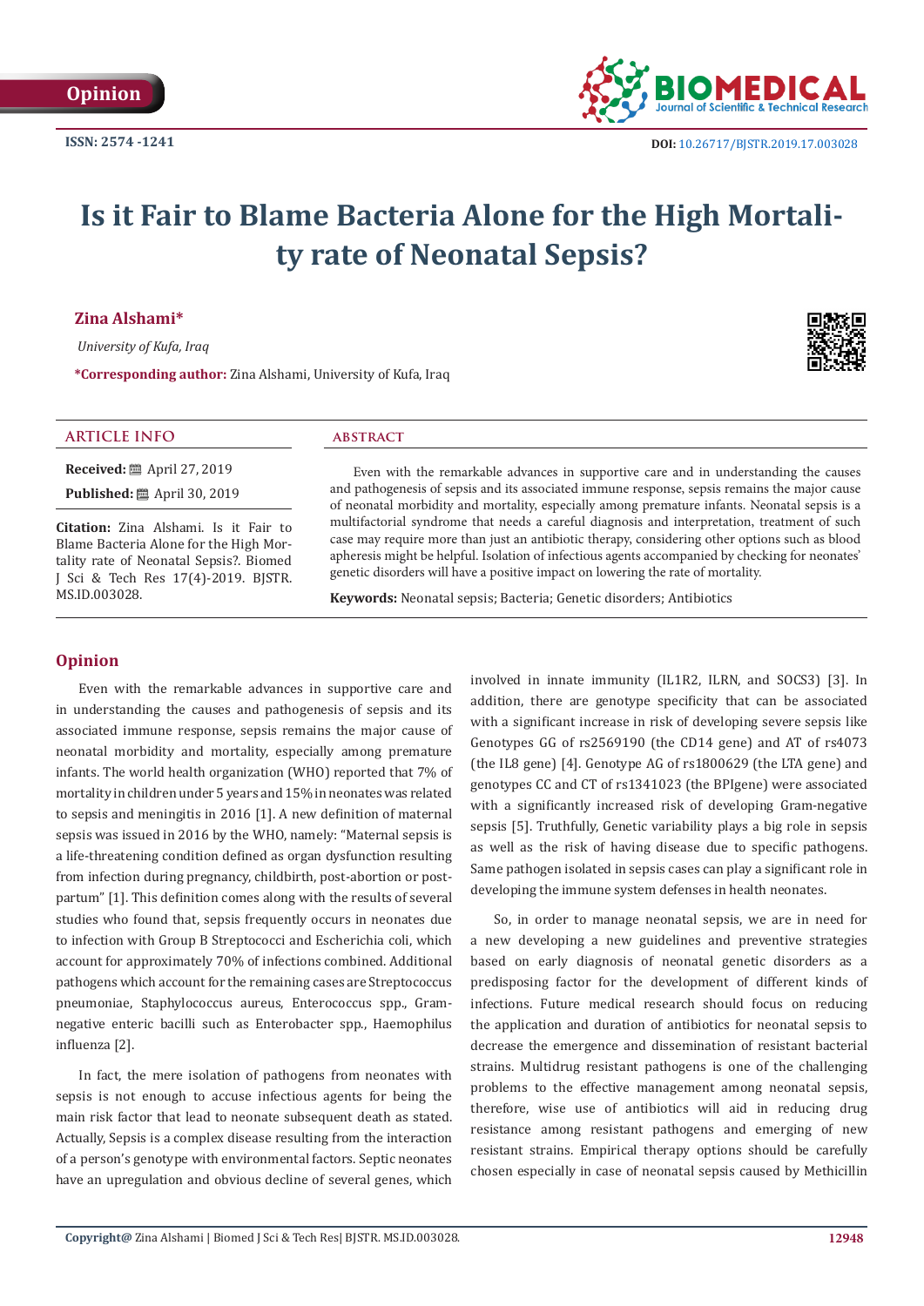Opinion

ISSN: 2574 -1241

DOI: 10.26717/BJSTR.2019.17.003028

# Is it Fair to Blame Bacteria Alone for the High Mortality rate of Neonatal Sepsis?

**Zina Alshami***

*University of Kufa, Iraq*

***Corresponding author:** Zina Alshami, University of Kufa, Iraq

## ARTICLE INFO

**Received:** April 27, 2019

**Published:** April 30, 2019

**Citation:** Zina Alshami. Is it Fair to Blame Bacteria Alone for the High Mortality rate of Neonatal Sepsis?. Biomed J Sci & Tech Res 17(4)-2019. BJSTR. MS.ID.003028.

## ABSTRACT

Even with the remarkable advances in supportive care and in understanding the causes and pathogenesis of sepsis and its associated immune response, sepsis remains the major cause of neonatal morbidity and mortality, especially among premature infants. Neonatal sepsis is a multifactorial syndrome that needs a careful diagnosis and interpretation, treatment of such case may require more than just an antibiotic therapy, considering other options such as blood apheresis might be helpful. Isolation of infectious agents accompanied by checking for neonates' genetic disorders will have a positive impact on lowering the rate of mortality.

**Keywords:** Neonatal sepsis; Bacteria; Genetic disorders; Antibiotics

## Opinion

Even with the remarkable advances in supportive care and in understanding the causes and pathogenesis of sepsis and its associated immune response, sepsis remains the major cause of neonatal morbidity and mortality, especially among premature infants. The world health organization (WHO) reported that 7% of mortality in children under 5 years and 15% in neonates was related to sepsis and meningitis in 2016 [1]. A new definition of maternal sepsis was issued in 2016 by the WHO, namely: "Maternal sepsis is a life-threatening condition defined as organ dysfunction resulting from infection during pregnancy, childbirth, post-abortion or postpartum" [1]. This definition comes along with the results of several studies who found that, sepsis frequently occurs in neonates due to infection with Group B Streptococci and Escherichia coli, which account for approximately 70% of infections combined. Additional pathogens which account for the remaining cases are Streptococcus pneumoniae, Staphylococcus aureus, Enterococcus spp., Gram-negative enteric bacilli such as Enterobacter spp., Haemophilus influenza [2].

In fact, the mere isolation of pathogens from neonates with sepsis is not enough to accuse infectious agents for being the main risk factor that lead to neonate subsequent death as stated. Actually, Sepsis is a complex disease resulting from the interaction of a person's genotype with environmental factors. Septic neonates have an upregulation and obvious decline of several genes, which involved in innate immunity (IL1R2, ILRN, and SOCS3) [3]. In addition, there are genotype specificity that can be associated with a significant increase in risk of developing severe sepsis like Genotypes GG of rs2569190 (the CD14 gene) and AT of rs4073 (the IL8 gene) [4]. Genotype AG of rs1800629 (the LTA gene) and genotypes CC and CT of rs1341023 (the BPIgene) were associated with a significantly increased risk of developing Gram-negative sepsis [5]. Truthfully, Genetic variability plays a big role in sepsis as well as the risk of having disease due to specific pathogens. Same pathogen isolated in sepsis cases can play a significant role in developing the immune system defenses in health neonates.

So, in order to manage neonatal sepsis, we are in need for a new developing a new guidelines and preventive strategies based on early diagnosis of neonatal genetic disorders as a predisposing factor for the development of different kinds of infections. Future medical research should focus on reducing the application and duration of antibiotics for neonatal sepsis to decrease the emergence and dissemination of resistant bacterial strains. Multidrug resistant pathogens is one of the challenging problems to the effective management among neonatal sepsis, therefore, wise use of antibiotics will aid in reducing drug resistance among resistant pathogens and emerging of new resistant strains. Empirical therapy options should be carefully chosen especially in case of neonatal sepsis caused by Methicillin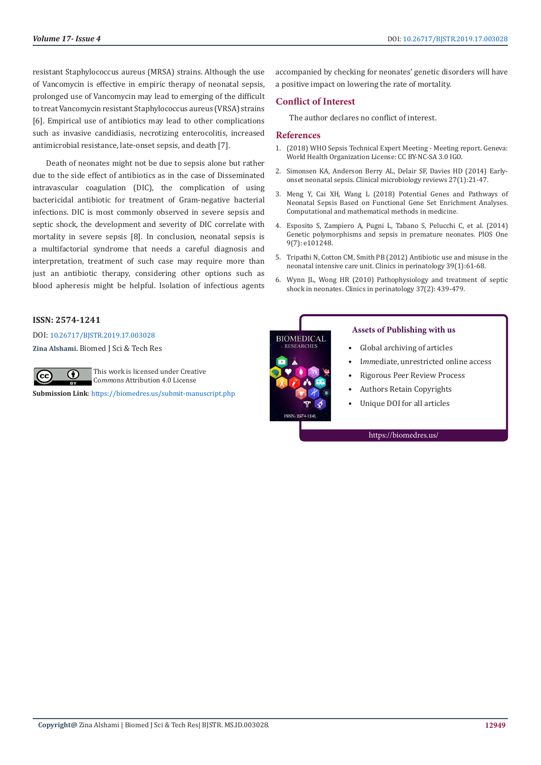resistant Staphylococcus aureus (MRSA) strains. Although the use of Vancomycin is effective in empiric therapy of neonatal sepsis, prolonged use of Vancomycin may lead to emerging of the difficult to treat Vancomycin resistant Staphylococcus aureus (VRSA) strains [6]. Empirical use of antibiotics may lead to other complications such as invasive candidiasis, necrotizing enterocolitis, increased antimicrobial resistance, late-onset sepsis, and death [7].

Death of neonates might not be due to sepsis alone but rather due to the side effect of antibiotics as in the case of Disseminated intravascular coagulation (DIC), the complication of using bactericidal antibiotic for treatment of Gram-negative bacterial infections. DIC is most commonly observed in severe sepsis and septic shock, the development and severity of DIC correlate with mortality in severe sepsis [8]. In conclusion, neonatal sepsis is a multifactorial syndrome that needs a careful diagnosis and interpretation, treatment of such case may require more than just an antibiotic therapy, considering other options such as blood apheresis might be helpful. Isolation of infectious agents accompanied by checking for neonates' genetic disorders will have a positive impact on lowering the rate of mortality.

## Conflict of Interest

The author declares no conflict of interest.

## References

1. (2018) WHO Sepsis Technical Expert Meeting - Meeting report. Geneva: World Health Organization License: CC BY-NC-SA 3.0 IGO.
2. Simonsen KA, Anderson Berry AL, Delair SF, Davies HD (2014) Early-onset neonatal sepsis. Clinical microbiology reviews 27(1):21-47.
3. Meng Y, Cai XH, Wang L (2018) Potential Genes and Pathways of Neonatal Sepsis Based on Functional Gene Set Enrichment Analyses. Computational and mathematical methods in medicine.
4. Esposito S, Zampiero A, Pugni L, Tabano S, Pelucchi C, et al. (2014) Genetic polymorphisms and sepsis in premature neonates. PlOS One 9(7): e101248.
5. Tripathi N, Cotton CM, Smith PB (2012) Antibiotic use and misuse in the neonatal intensive care unit. Clinics in perinatology 39(1):61-68.
6. Wynn JL, Wong HR (2010) Pathophysiology and treatment of septic shock in neonates. Clinics in perinatology 37(2): 439-479.

**ISSN: 2574-1241**

DOI: 10.26717/BJSTR.2019.17.003028

**Zina Alshami.** Biomed J Sci & Tech Res

This work is licensed under Creative Commons Attribution 4.0 License

**Submission Link**: https://biomedres.us/submit-manuscript.php

### Assets of Publishing with us

- Global archiving of articles
- Immediate, unrestricted online access
- Rigorous Peer Review Process
- Authors Retain Copyrights
- Unique DOI for all articles

https://biomedres.us/